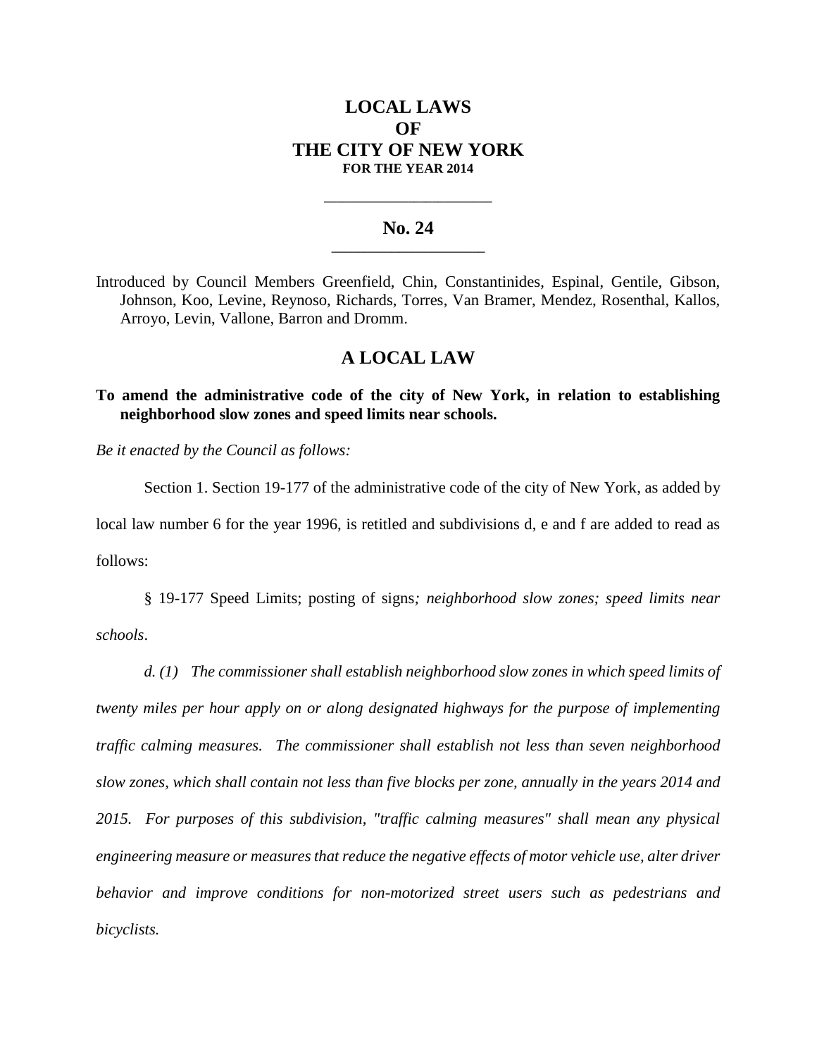# LOCAL LAWS
# OF
# THE CITY OF NEW YORK
**FOR THE YEAR 2014**

---

## No. 24

---

Introduced by Council Members Greenfield, Chin, Constantinides, Espinal, Gentile, Gibson, Johnson, Koo, Levine, Reynoso, Richards, Torres, Van Bramer, Mendez, Rosenthal, Kallos, Arroyo, Levin, Vallone, Barron and Dromm.

## A LOCAL LAW

**To amend the administrative code of the city of New York, in relation to establishing neighborhood slow zones and speed limits near schools.**

*Be it enacted by the Council as follows:*

Section 1. Section 19-177 of the administrative code of the city of New York, as added by local law number 6 for the year 1996, is retitled and subdivisions d, e and f are added to read as follows:

§ 19-177 Speed Limits; posting of signs*; neighborhood slow zones; speed limits near schools*.

*d. (1) The commissioner shall establish neighborhood slow zones in which speed limits of twenty miles per hour apply on or along designated highways for the purpose of implementing traffic calming measures. The commissioner shall establish not less than seven neighborhood slow zones, which shall contain not less than five blocks per zone, annually in the years 2014 and 2015. For purposes of this subdivision, "traffic calming measures" shall mean any physical engineering measure or measures that reduce the negative effects of motor vehicle use, alter driver behavior and improve conditions for non-motorized street users such as pedestrians and bicyclists.*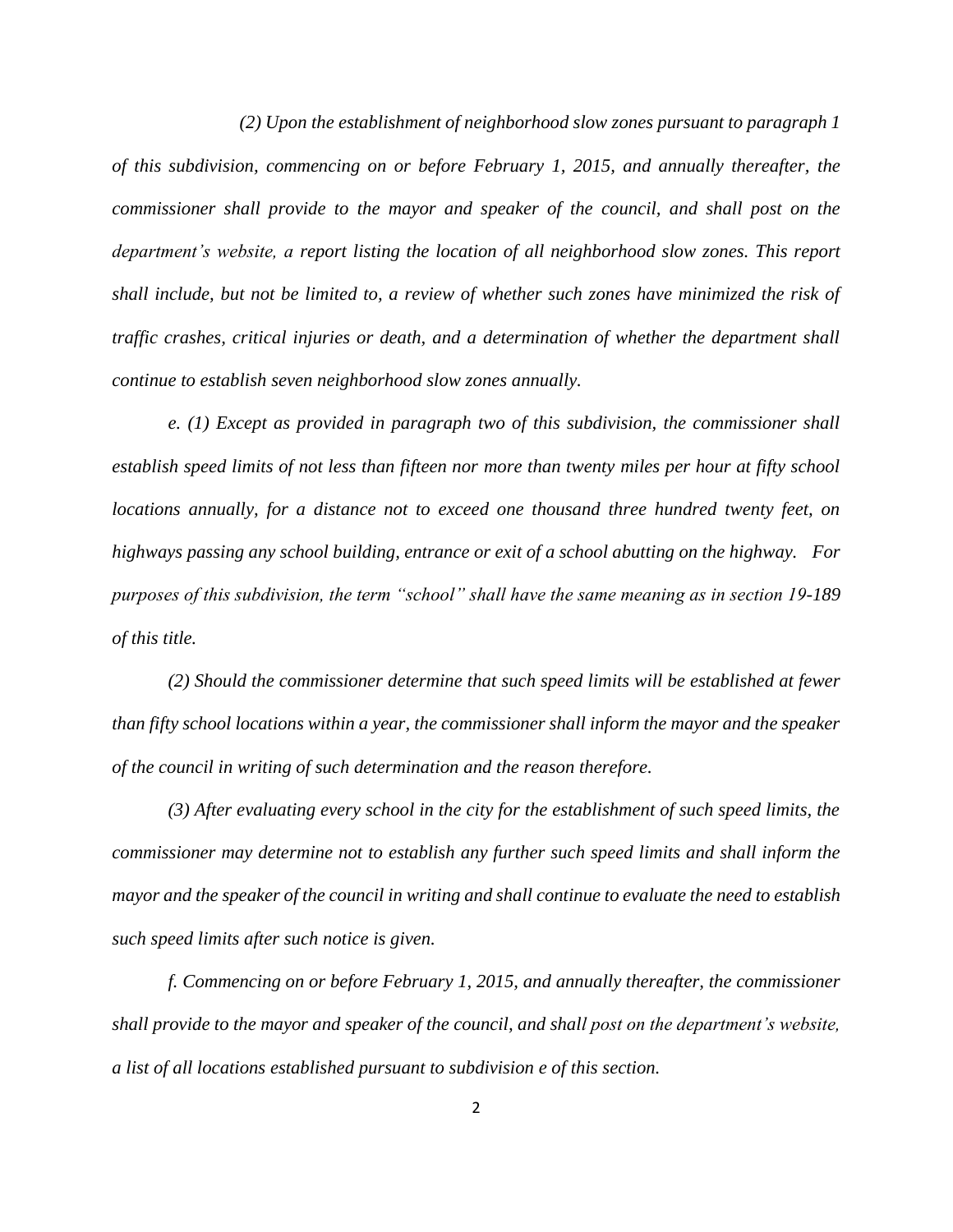*(2) Upon the establishment of neighborhood slow zones pursuant to paragraph 1 of this subdivision, commencing on or before February 1, 2015, and annually thereafter, the commissioner shall provide to the mayor and speaker of the council, and shall post on the department's website, a report listing the location of all neighborhood slow zones. This report shall include, but not be limited to, a review of whether such zones have minimized the risk of traffic crashes, critical injuries or death, and a determination of whether the department shall continue to establish seven neighborhood slow zones annually.*

*e. (1) Except as provided in paragraph two of this subdivision, the commissioner shall establish speed limits of not less than fifteen nor more than twenty miles per hour at fifty school locations annually, for a distance not to exceed one thousand three hundred twenty feet, on highways passing any school building, entrance or exit of a school abutting on the highway. For purposes of this subdivision, the term "school" shall have the same meaning as in section 19-189 of this title.*

*(2) Should the commissioner determine that such speed limits will be established at fewer than fifty school locations within a year, the commissioner shall inform the mayor and the speaker of the council in writing of such determination and the reason therefore.*

*(3) After evaluating every school in the city for the establishment of such speed limits, the commissioner may determine not to establish any further such speed limits and shall inform the mayor and the speaker of the council in writing and shall continue to evaluate the need to establish such speed limits after such notice is given.*

*f. Commencing on or before February 1, 2015, and annually thereafter, the commissioner shall provide to the mayor and speaker of the council, and shall post on the department's website, a list of all locations established pursuant to subdivision e of this section.*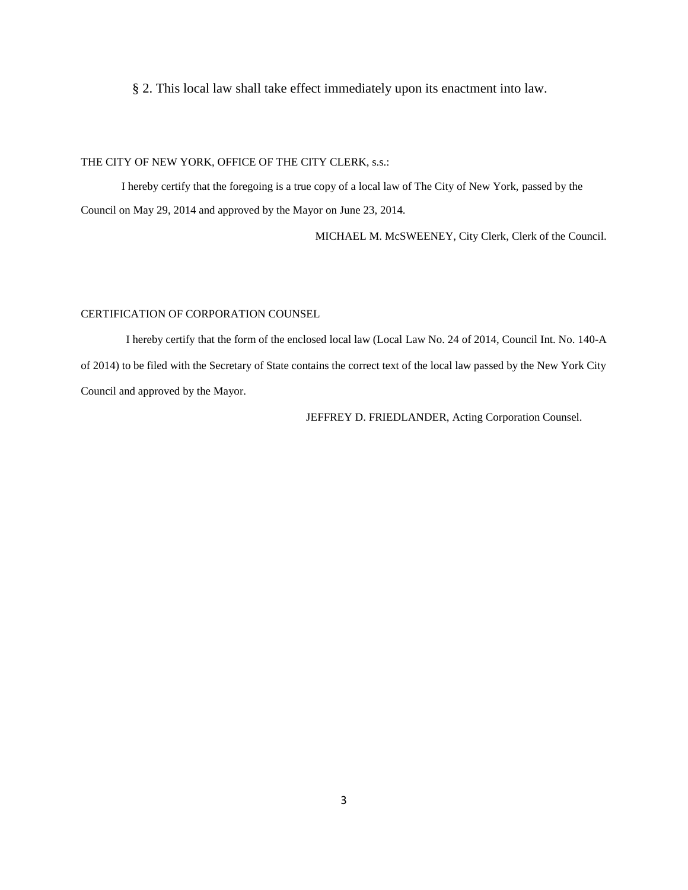§ 2. This local law shall take effect immediately upon its enactment into law.

THE CITY OF NEW YORK, OFFICE OF THE CITY CLERK, s.s.:

I hereby certify that the foregoing is a true copy of a local law of The City of New York, passed by the Council on May 29, 2014 and approved by the Mayor on June 23, 2014.

MICHAEL M. McSWEENEY, City Clerk, Clerk of the Council.

CERTIFICATION OF CORPORATION COUNSEL

I hereby certify that the form of the enclosed local law (Local Law No. 24 of 2014, Council Int. No. 140-A of 2014) to be filed with the Secretary of State contains the correct text of the local law passed by the New York City Council and approved by the Mayor.

JEFFREY D. FRIEDLANDER, Acting Corporation Counsel.